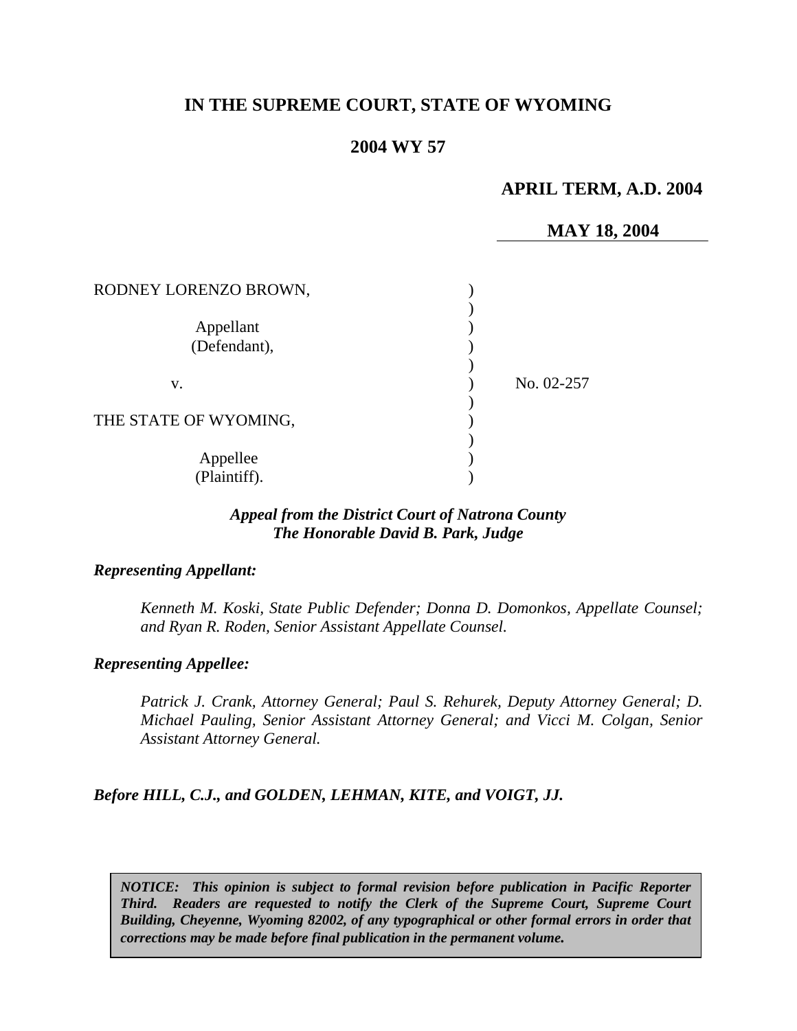# IN THE SUPREME COURT, STATE OF WYOMING

## 2004 WY 57

**APRIL TERM, A.D. 2004**

**MAY 18, 2004**

RODNEY LORENZO BROWN,

Appellant
(Defendant),

v.

THE STATE OF WYOMING,

Appellee
(Plaintiff).

No. 02-257

***Appeal from the District Court of Natrona County***
***The Honorable David B. Park, Judge***

***Representing Appellant:***

*Kenneth M. Koski, State Public Defender; Donna D. Domonkos, Appellate Counsel; and Ryan R. Roden, Senior Assistant Appellate Counsel.*

***Representing Appellee:***

*Patrick J. Crank, Attorney General; Paul S. Rehurek, Deputy Attorney General; D. Michael Pauling, Senior Assistant Attorney General; and Vicci M. Colgan, Senior Assistant Attorney General.*

***Before HILL, C.J., and GOLDEN, LEHMAN, KITE, and VOIGT, JJ.***

***NOTICE: This opinion is subject to formal revision before publication in Pacific Reporter Third. Readers are requested to notify the Clerk of the Supreme Court, Supreme Court Building, Cheyenne, Wyoming 82002, of any typographical or other formal errors in order that corrections may be made before final publication in the permanent volume.***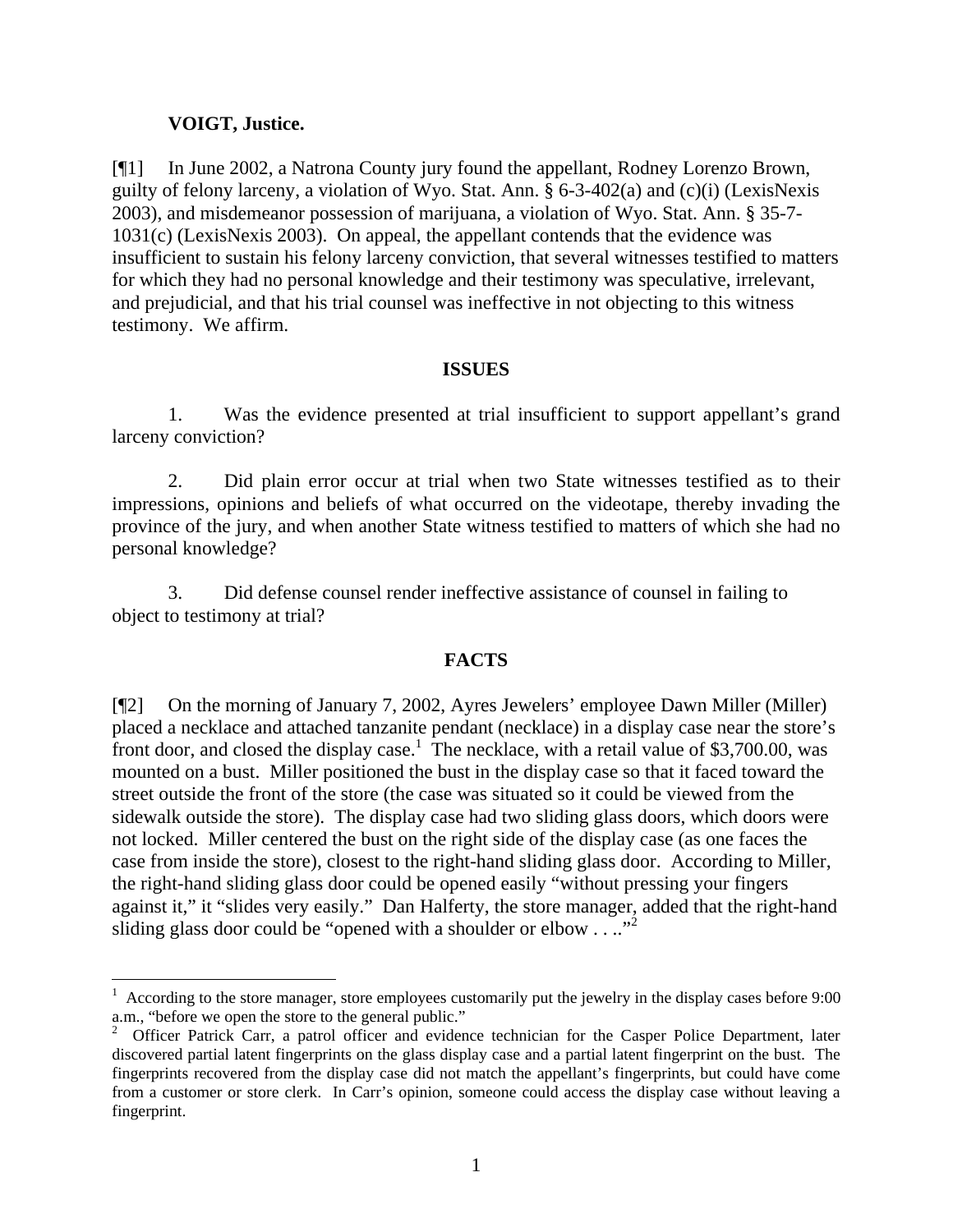**VOIGT, Justice.**

[¶1] In June 2002, a Natrona County jury found the appellant, Rodney Lorenzo Brown, guilty of felony larceny, a violation of Wyo. Stat. Ann. § 6-3-402(a) and (c)(i) (LexisNexis 2003), and misdemeanor possession of marijuana, a violation of Wyo. Stat. Ann. § 35-7-1031(c) (LexisNexis 2003). On appeal, the appellant contends that the evidence was insufficient to sustain his felony larceny conviction, that several witnesses testified to matters for which they had no personal knowledge and their testimony was speculative, irrelevant, and prejudicial, and that his trial counsel was ineffective in not objecting to this witness testimony. We affirm.

## ISSUES

1. Was the evidence presented at trial insufficient to support appellant's grand larceny conviction?

2. Did plain error occur at trial when two State witnesses testified as to their impressions, opinions and beliefs of what occurred on the videotape, thereby invading the province of the jury, and when another State witness testified to matters of which she had no personal knowledge?

3. Did defense counsel render ineffective assistance of counsel in failing to object to testimony at trial?

## FACTS

[¶2] On the morning of January 7, 2002, Ayres Jewelers' employee Dawn Miller (Miller) placed a necklace and attached tanzanite pendant (necklace) in a display case near the store's front door, and closed the display case.[1] The necklace, with a retail value of $3,700.00, was mounted on a bust. Miller positioned the bust in the display case so that it faced toward the street outside the front of the store (the case was situated so it could be viewed from the sidewalk outside the store). The display case had two sliding glass doors, which doors were not locked. Miller centered the bust on the right side of the display case (as one faces the case from inside the store), closest to the right-hand sliding glass door. According to Miller, the right-hand sliding glass door could be opened easily "without pressing your fingers against it," it "slides very easily." Dan Halferty, the store manager, added that the right-hand sliding glass door could be "opened with a shoulder or elbow . . .."[2]

---

[1] According to the store manager, store employees customarily put the jewelry in the display cases before 9:00 a.m., "before we open the store to the general public."

[2] Officer Patrick Carr, a patrol officer and evidence technician for the Casper Police Department, later discovered partial latent fingerprints on the glass display case and a partial latent fingerprint on the bust. The fingerprints recovered from the display case did not match the appellant's fingerprints, but could have come from a customer or store clerk. In Carr's opinion, someone could access the display case without leaving a fingerprint.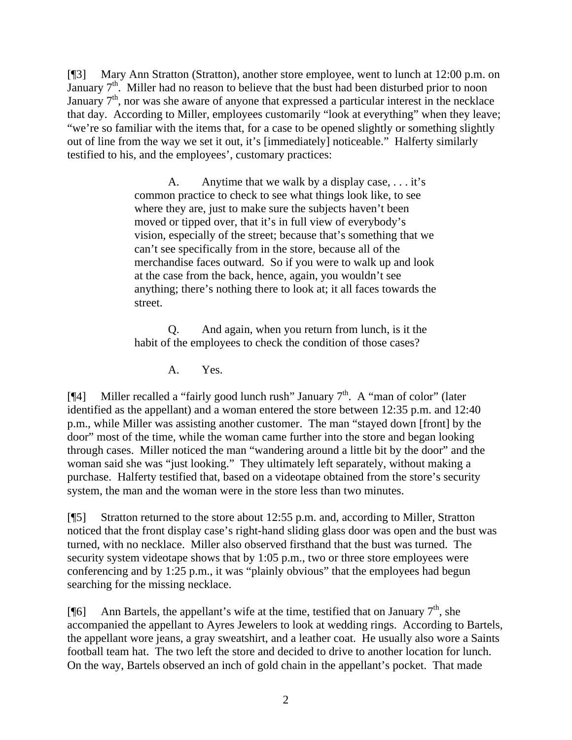[¶3] Mary Ann Stratton (Stratton), another store employee, went to lunch at 12:00 p.m. on January 7th. Miller had no reason to believe that the bust had been disturbed prior to noon January 7th, nor was she aware of anyone that expressed a particular interest in the necklace that day. According to Miller, employees customarily "look at everything" when they leave; "we're so familiar with the items that, for a case to be opened slightly or something slightly out of line from the way we set it out, it's [immediately] noticeable." Halferty similarly testified to his, and the employees', customary practices:

> A. Anytime that we walk by a display case, . . . it's common practice to check to see what things look like, to see where they are, just to make sure the subjects haven't been moved or tipped over, that it's in full view of everybody's vision, especially of the street; because that's something that we can't see specifically from in the store, because all of the merchandise faces outward. So if you were to walk up and look at the case from the back, hence, again, you wouldn't see anything; there's nothing there to look at; it all faces towards the street.
>
> Q. And again, when you return from lunch, is it the habit of the employees to check the condition of those cases?
>
> A. Yes.

[¶4] Miller recalled a "fairly good lunch rush" January 7th. A "man of color" (later identified as the appellant) and a woman entered the store between 12:35 p.m. and 12:40 p.m., while Miller was assisting another customer. The man "stayed down [front] by the door" most of the time, while the woman came further into the store and began looking through cases. Miller noticed the man "wandering around a little bit by the door" and the woman said she was "just looking." They ultimately left separately, without making a purchase. Halferty testified that, based on a videotape obtained from the store's security system, the man and the woman were in the store less than two minutes.

[¶5] Stratton returned to the store about 12:55 p.m. and, according to Miller, Stratton noticed that the front display case's right-hand sliding glass door was open and the bust was turned, with no necklace. Miller also observed firsthand that the bust was turned. The security system videotape shows that by 1:05 p.m., two or three store employees were conferencing and by 1:25 p.m., it was "plainly obvious" that the employees had begun searching for the missing necklace.

[¶6] Ann Bartels, the appellant's wife at the time, testified that on January 7th, she accompanied the appellant to Ayres Jewelers to look at wedding rings. According to Bartels, the appellant wore jeans, a gray sweatshirt, and a leather coat. He usually also wore a Saints football team hat. The two left the store and decided to drive to another location for lunch. On the way, Bartels observed an inch of gold chain in the appellant's pocket. That made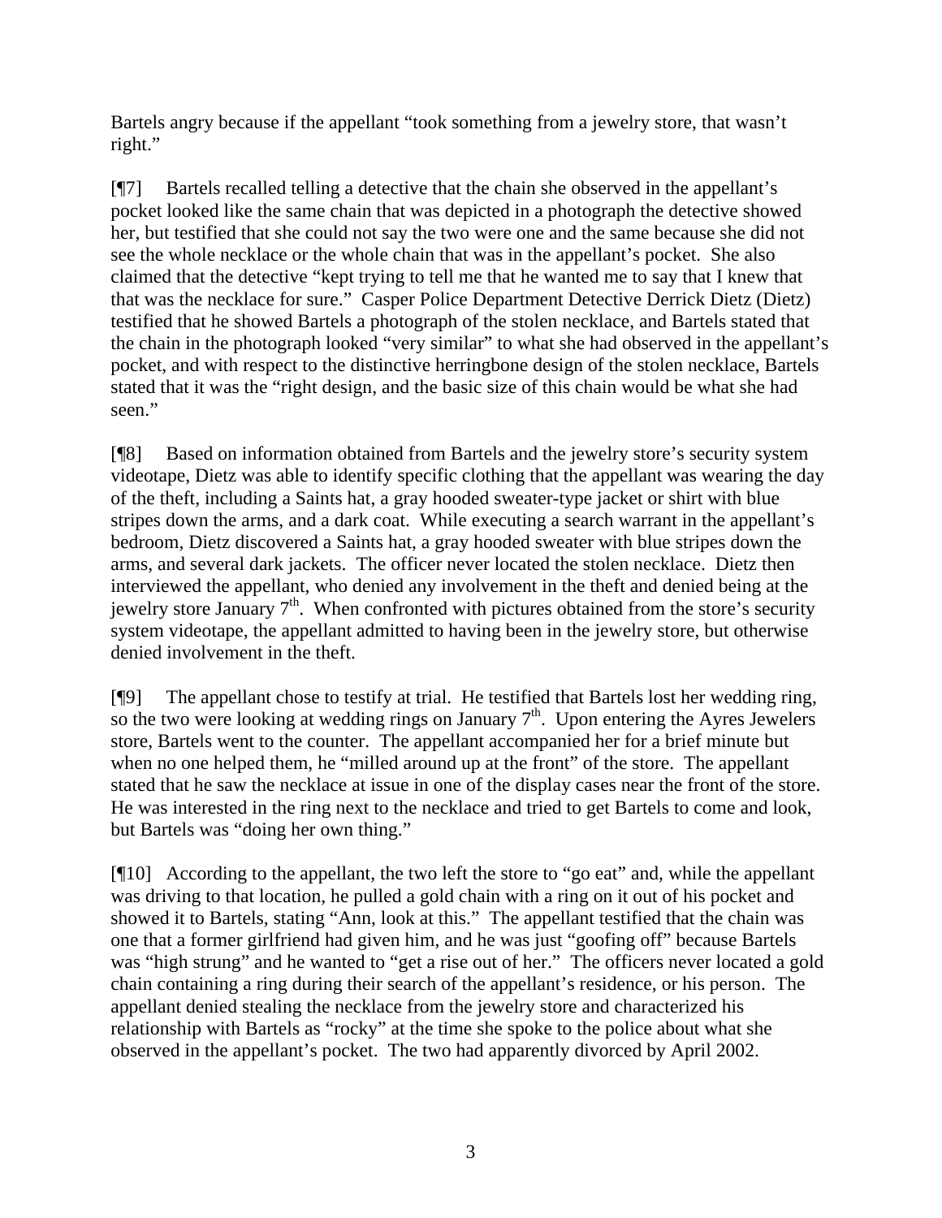Bartels angry because if the appellant "took something from a jewelry store, that wasn't right."

[¶7] Bartels recalled telling a detective that the chain she observed in the appellant's pocket looked like the same chain that was depicted in a photograph the detective showed her, but testified that she could not say the two were one and the same because she did not see the whole necklace or the whole chain that was in the appellant's pocket. She also claimed that the detective "kept trying to tell me that he wanted me to say that I knew that that was the necklace for sure." Casper Police Department Detective Derrick Dietz (Dietz) testified that he showed Bartels a photograph of the stolen necklace, and Bartels stated that the chain in the photograph looked "very similar" to what she had observed in the appellant's pocket, and with respect to the distinctive herringbone design of the stolen necklace, Bartels stated that it was the "right design, and the basic size of this chain would be what she had seen."

[¶8] Based on information obtained from Bartels and the jewelry store's security system videotape, Dietz was able to identify specific clothing that the appellant was wearing the day of the theft, including a Saints hat, a gray hooded sweater-type jacket or shirt with blue stripes down the arms, and a dark coat. While executing a search warrant in the appellant's bedroom, Dietz discovered a Saints hat, a gray hooded sweater with blue stripes down the arms, and several dark jackets. The officer never located the stolen necklace. Dietz then interviewed the appellant, who denied any involvement in the theft and denied being at the jewelry store January 7th. When confronted with pictures obtained from the store's security system videotape, the appellant admitted to having been in the jewelry store, but otherwise denied involvement in the theft.

[¶9] The appellant chose to testify at trial. He testified that Bartels lost her wedding ring, so the two were looking at wedding rings on January 7th. Upon entering the Ayres Jewelers store, Bartels went to the counter. The appellant accompanied her for a brief minute but when no one helped them, he "milled around up at the front" of the store. The appellant stated that he saw the necklace at issue in one of the display cases near the front of the store. He was interested in the ring next to the necklace and tried to get Bartels to come and look, but Bartels was "doing her own thing."

[¶10] According to the appellant, the two left the store to "go eat" and, while the appellant was driving to that location, he pulled a gold chain with a ring on it out of his pocket and showed it to Bartels, stating "Ann, look at this." The appellant testified that the chain was one that a former girlfriend had given him, and he was just "goofing off" because Bartels was "high strung" and he wanted to "get a rise out of her." The officers never located a gold chain containing a ring during their search of the appellant's residence, or his person. The appellant denied stealing the necklace from the jewelry store and characterized his relationship with Bartels as "rocky" at the time she spoke to the police about what she observed in the appellant's pocket. The two had apparently divorced by April 2002.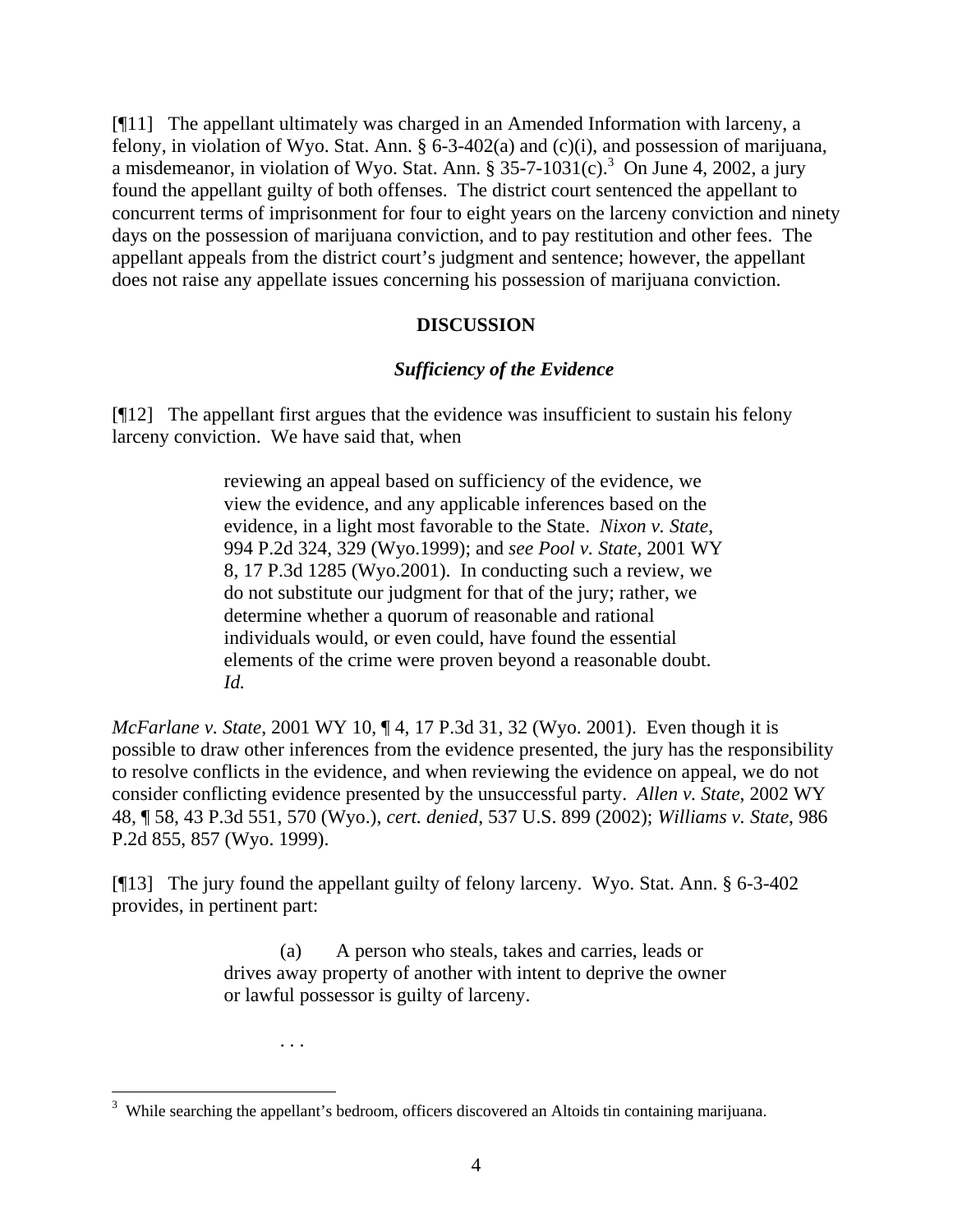[¶11] The appellant ultimately was charged in an Amended Information with larceny, a felony, in violation of Wyo. Stat. Ann. § 6-3-402(a) and (c)(i), and possession of marijuana, a misdemeanor, in violation of Wyo. Stat. Ann. § 35-7-1031(c).[3] On June 4, 2002, a jury found the appellant guilty of both offenses. The district court sentenced the appellant to concurrent terms of imprisonment for four to eight years on the larceny conviction and ninety days on the possession of marijuana conviction, and to pay restitution and other fees. The appellant appeals from the district court's judgment and sentence; however, the appellant does not raise any appellate issues concerning his possession of marijuana conviction.

## DISCUSSION

### *Sufficiency of the Evidence*

[¶12] The appellant first argues that the evidence was insufficient to sustain his felony larceny conviction. We have said that, when

> reviewing an appeal based on sufficiency of the evidence, we view the evidence, and any applicable inferences based on the evidence, in a light most favorable to the State. *Nixon v. State*, 994 P.2d 324, 329 (Wyo.1999); and *see Pool v. State*, 2001 WY 8, 17 P.3d 1285 (Wyo.2001). In conducting such a review, we do not substitute our judgment for that of the jury; rather, we determine whether a quorum of reasonable and rational individuals would, or even could, have found the essential elements of the crime were proven beyond a reasonable doubt. *Id.*

*McFarlane v. State*, 2001 WY 10, ¶ 4, 17 P.3d 31, 32 (Wyo. 2001). Even though it is possible to draw other inferences from the evidence presented, the jury has the responsibility to resolve conflicts in the evidence, and when reviewing the evidence on appeal, we do not consider conflicting evidence presented by the unsuccessful party. *Allen v. State*, 2002 WY 48, ¶ 58, 43 P.3d 551, 570 (Wyo.), *cert. denied*, 537 U.S. 899 (2002); *Williams v. State*, 986 P.2d 855, 857 (Wyo. 1999).

[¶13] The jury found the appellant guilty of felony larceny. Wyo. Stat. Ann. § 6-3-402 provides, in pertinent part:

> (a) A person who steals, takes and carries, leads or drives away property of another with intent to deprive the owner or lawful possessor is guilty of larceny.
>
> . . .

---

[3] While searching the appellant's bedroom, officers discovered an Altoids tin containing marijuana.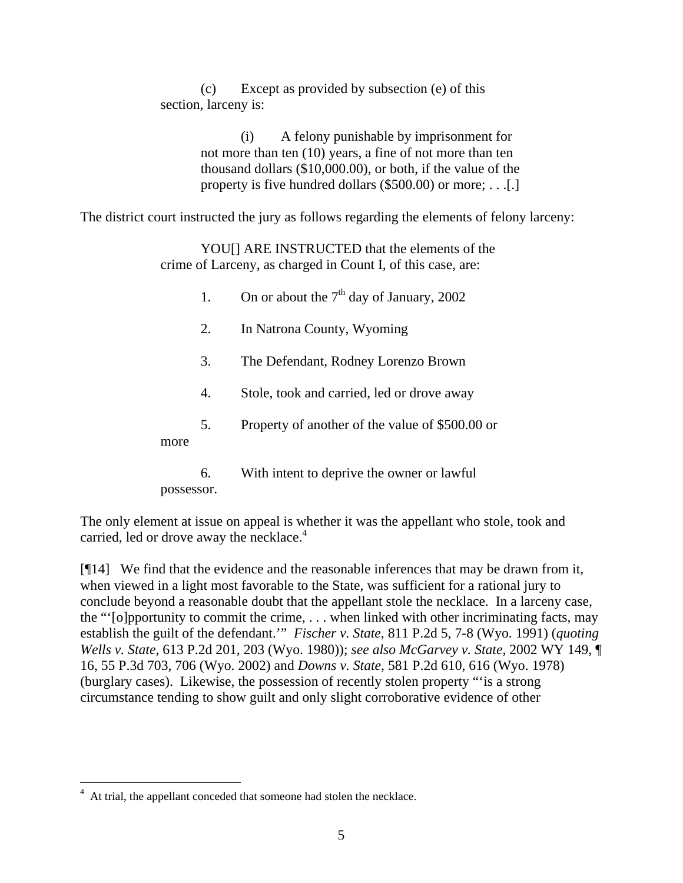> (c) Except as provided by subsection (e) of this section, larceny is:
>
> > (i) A felony punishable by imprisonment for not more than ten (10) years, a fine of not more than ten thousand dollars ($10,000.00), or both, if the value of the property is five hundred dollars ($500.00) or more; . . .[.]

The district court instructed the jury as follows regarding the elements of felony larceny:

> YOU[] ARE INSTRUCTED that the elements of the crime of Larceny, as charged in Count I, of this case, are:
>
> 1. On or about the 7th day of January, 2002
> 2. In Natrona County, Wyoming
> 3. The Defendant, Rodney Lorenzo Brown
> 4. Stole, took and carried, led or drove away
> 5. Property of another of the value of $500.00 or more
> 6. With intent to deprive the owner or lawful possessor.

The only element at issue on appeal is whether it was the appellant who stole, took and carried, led or drove away the necklace.[4]

[¶14] We find that the evidence and the reasonable inferences that may be drawn from it, when viewed in a light most favorable to the State, was sufficient for a rational jury to conclude beyond a reasonable doubt that the appellant stole the necklace. In a larceny case, the "'[o]pportunity to commit the crime, . . . when linked with other incriminating facts, may establish the guilt of the defendant.'" *Fischer v. State*, 811 P.2d 5, 7-8 (Wyo. 1991) (*quoting Wells v. State*, 613 P.2d 201, 203 (Wyo. 1980)); *see also McGarvey v. State*, 2002 WY 149, ¶ 16, 55 P.3d 703, 706 (Wyo. 2002) and *Downs v. State*, 581 P.2d 610, 616 (Wyo. 1978) (burglary cases). Likewise, the possession of recently stolen property "'is a strong circumstance tending to show guilt and only slight corroborative evidence of other

---

[4] At trial, the appellant conceded that someone had stolen the necklace.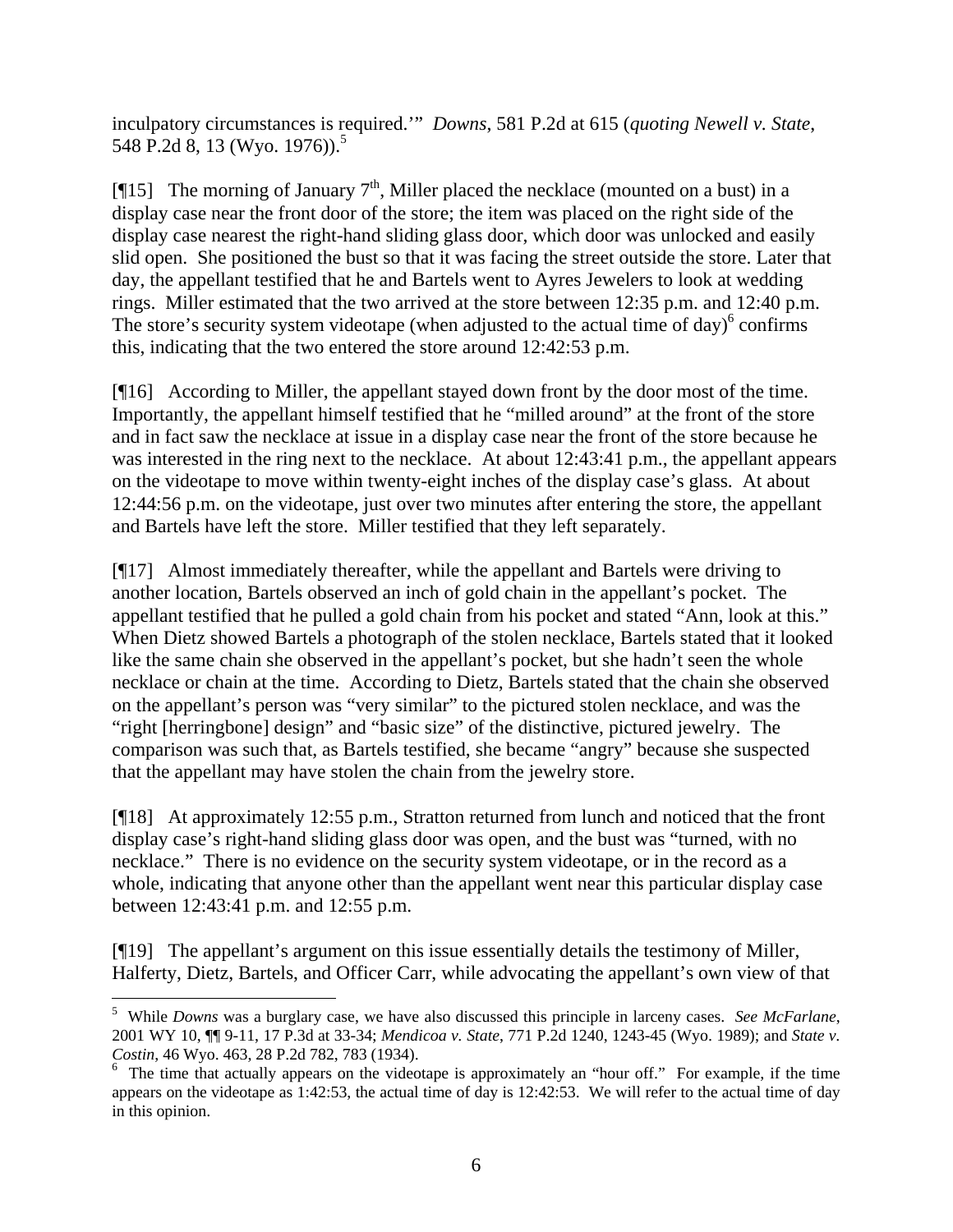inculpatory circumstances is required.'" *Downs*, 581 P.2d at 615 (*quoting Newell v. State*, 548 P.2d 8, 13 (Wyo. 1976)).[5]

[¶15] The morning of January 7th, Miller placed the necklace (mounted on a bust) in a display case near the front door of the store; the item was placed on the right side of the display case nearest the right-hand sliding glass door, which door was unlocked and easily slid open. She positioned the bust so that it was facing the street outside the store. Later that day, the appellant testified that he and Bartels went to Ayres Jewelers to look at wedding rings. Miller estimated that the two arrived at the store between 12:35 p.m. and 12:40 p.m. The store's security system videotape (when adjusted to the actual time of day)[6] confirms this, indicating that the two entered the store around 12:42:53 p.m.

[¶16] According to Miller, the appellant stayed down front by the door most of the time. Importantly, the appellant himself testified that he "milled around" at the front of the store and in fact saw the necklace at issue in a display case near the front of the store because he was interested in the ring next to the necklace. At about 12:43:41 p.m., the appellant appears on the videotape to move within twenty-eight inches of the display case's glass. At about 12:44:56 p.m. on the videotape, just over two minutes after entering the store, the appellant and Bartels have left the store. Miller testified that they left separately.

[¶17] Almost immediately thereafter, while the appellant and Bartels were driving to another location, Bartels observed an inch of gold chain in the appellant's pocket. The appellant testified that he pulled a gold chain from his pocket and stated "Ann, look at this." When Dietz showed Bartels a photograph of the stolen necklace, Bartels stated that it looked like the same chain she observed in the appellant's pocket, but she hadn't seen the whole necklace or chain at the time. According to Dietz, Bartels stated that the chain she observed on the appellant's person was "very similar" to the pictured stolen necklace, and was the "right [herringbone] design" and "basic size" of the distinctive, pictured jewelry. The comparison was such that, as Bartels testified, she became "angry" because she suspected that the appellant may have stolen the chain from the jewelry store.

[¶18] At approximately 12:55 p.m., Stratton returned from lunch and noticed that the front display case's right-hand sliding glass door was open, and the bust was "turned, with no necklace." There is no evidence on the security system videotape, or in the record as a whole, indicating that anyone other than the appellant went near this particular display case between 12:43:41 p.m. and 12:55 p.m.

[¶19] The appellant's argument on this issue essentially details the testimony of Miller, Halferty, Dietz, Bartels, and Officer Carr, while advocating the appellant's own view of that

---

[5] While *Downs* was a burglary case, we have also discussed this principle in larceny cases. *See McFarlane*, 2001 WY 10, ¶¶ 9-11, 17 P.3d at 33-34; *Mendicoa v. State*, 771 P.2d 1240, 1243-45 (Wyo. 1989); and *State v. Costin*, 46 Wyo. 463, 28 P.2d 782, 783 (1934).

[6] The time that actually appears on the videotape is approximately an "hour off." For example, if the time appears on the videotape as 1:42:53, the actual time of day is 12:42:53. We will refer to the actual time of day in this opinion.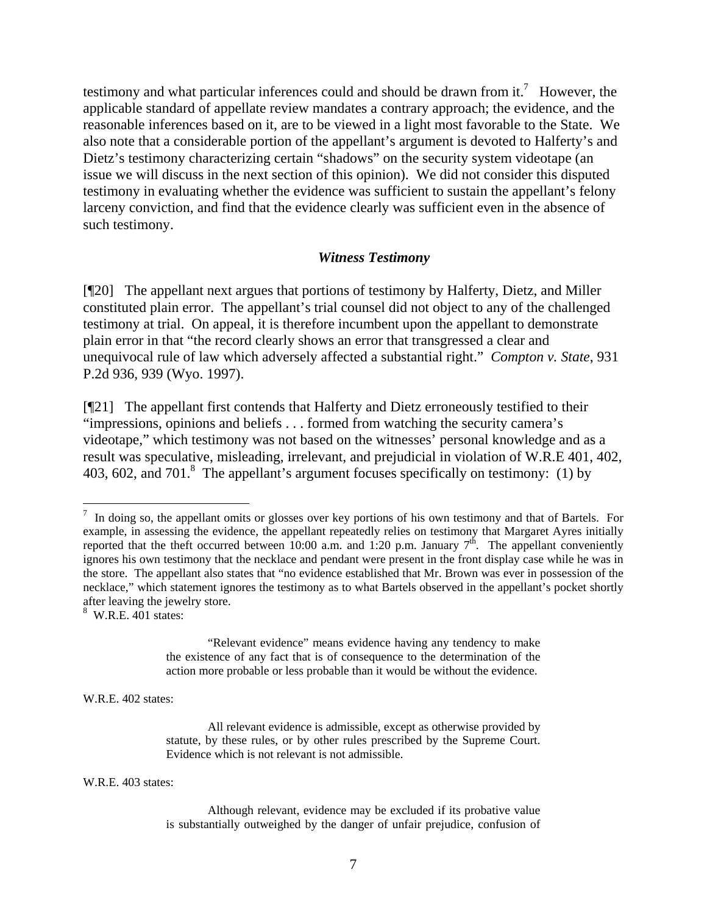testimony and what particular inferences could and should be drawn from it.[7] However, the applicable standard of appellate review mandates a contrary approach; the evidence, and the reasonable inferences based on it, are to be viewed in a light most favorable to the State. We also note that a considerable portion of the appellant's argument is devoted to Halferty's and Dietz's testimony characterizing certain "shadows" on the security system videotape (an issue we will discuss in the next section of this opinion). We did not consider this disputed testimony in evaluating whether the evidence was sufficient to sustain the appellant's felony larceny conviction, and find that the evidence clearly was sufficient even in the absence of such testimony.

### *Witness Testimony*

[¶20] The appellant next argues that portions of testimony by Halferty, Dietz, and Miller constituted plain error. The appellant's trial counsel did not object to any of the challenged testimony at trial. On appeal, it is therefore incumbent upon the appellant to demonstrate plain error in that "the record clearly shows an error that transgressed a clear and unequivocal rule of law which adversely affected a substantial right." *Compton v. State*, 931 P.2d 936, 939 (Wyo. 1997).

[¶21] The appellant first contends that Halferty and Dietz erroneously testified to their "impressions, opinions and beliefs . . . formed from watching the security camera's videotape," which testimony was not based on the witnesses' personal knowledge and as a result was speculative, misleading, irrelevant, and prejudicial in violation of W.R.E 401, 402, 403, 602, and 701.[8] The appellant's argument focuses specifically on testimony: (1) by

---

[7] In doing so, the appellant omits or glosses over key portions of his own testimony and that of Bartels. For example, in assessing the evidence, the appellant repeatedly relies on testimony that Margaret Ayres initially reported that the theft occurred between 10:00 a.m. and 1:20 p.m. January 7th. The appellant conveniently ignores his own testimony that the necklace and pendant were present in the front display case while he was in the store. The appellant also states that "no evidence established that Mr. Brown was ever in possession of the necklace," which statement ignores the testimony as to what Bartels observed in the appellant's pocket shortly after leaving the jewelry store.

[8] W.R.E. 401 states:

> "Relevant evidence" means evidence having any tendency to make the existence of any fact that is of consequence to the determination of the action more probable or less probable than it would be without the evidence.

W.R.E. 402 states:

> All relevant evidence is admissible, except as otherwise provided by statute, by these rules, or by other rules prescribed by the Supreme Court. Evidence which is not relevant is not admissible.

W.R.E. 403 states:

> Although relevant, evidence may be excluded if its probative value is substantially outweighed by the danger of unfair prejudice, confusion of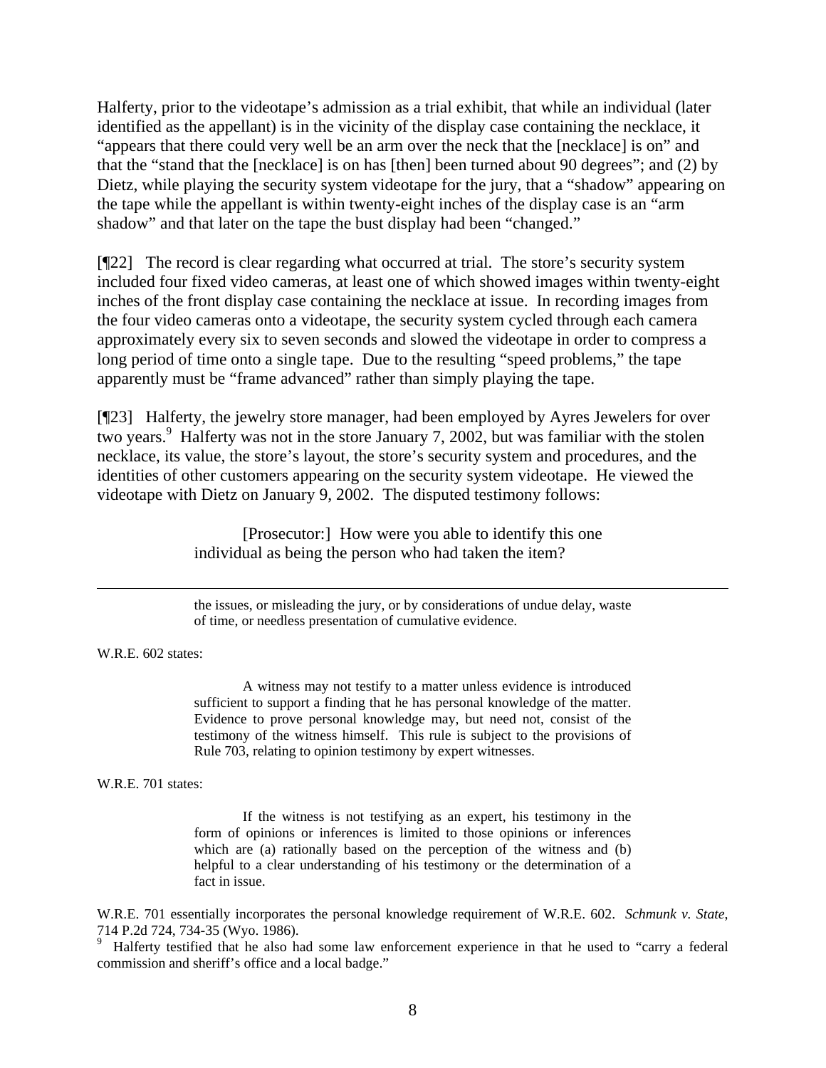Halferty, prior to the videotape's admission as a trial exhibit, that while an individual (later identified as the appellant) is in the vicinity of the display case containing the necklace, it "appears that there could very well be an arm over the neck that the [necklace] is on" and that the "stand that the [necklace] is on has [then] been turned about 90 degrees"; and (2) by Dietz, while playing the security system videotape for the jury, that a "shadow" appearing on the tape while the appellant is within twenty-eight inches of the display case is an "arm shadow" and that later on the tape the bust display had been "changed."

[¶22] The record is clear regarding what occurred at trial. The store's security system included four fixed video cameras, at least one of which showed images within twenty-eight inches of the front display case containing the necklace at issue. In recording images from the four video cameras onto a videotape, the security system cycled through each camera approximately every six to seven seconds and slowed the videotape in order to compress a long period of time onto a single tape. Due to the resulting "speed problems," the tape apparently must be "frame advanced" rather than simply playing the tape.

[¶23] Halferty, the jewelry store manager, had been employed by Ayres Jewelers for over two years.[9] Halferty was not in the store January 7, 2002, but was familiar with the stolen necklace, its value, the store's layout, the store's security system and procedures, and the identities of other customers appearing on the security system videotape. He viewed the videotape with Dietz on January 9, 2002. The disputed testimony follows:

> [Prosecutor:] How were you able to identify this one individual as being the person who had taken the item?

---

> the issues, or misleading the jury, or by considerations of undue delay, waste of time, or needless presentation of cumulative evidence.

W.R.E. 602 states:

> A witness may not testify to a matter unless evidence is introduced sufficient to support a finding that he has personal knowledge of the matter. Evidence to prove personal knowledge may, but need not, consist of the testimony of the witness himself. This rule is subject to the provisions of Rule 703, relating to opinion testimony by expert witnesses.

W.R.E. 701 states:

> If the witness is not testifying as an expert, his testimony in the form of opinions or inferences is limited to those opinions or inferences which are (a) rationally based on the perception of the witness and (b) helpful to a clear understanding of his testimony or the determination of a fact in issue.

W.R.E. 701 essentially incorporates the personal knowledge requirement of W.R.E. 602. *Schmunk v. State*, 714 P.2d 724, 734-35 (Wyo. 1986).

[9] Halferty testified that he also had some law enforcement experience in that he used to "carry a federal commission and sheriff's office and a local badge."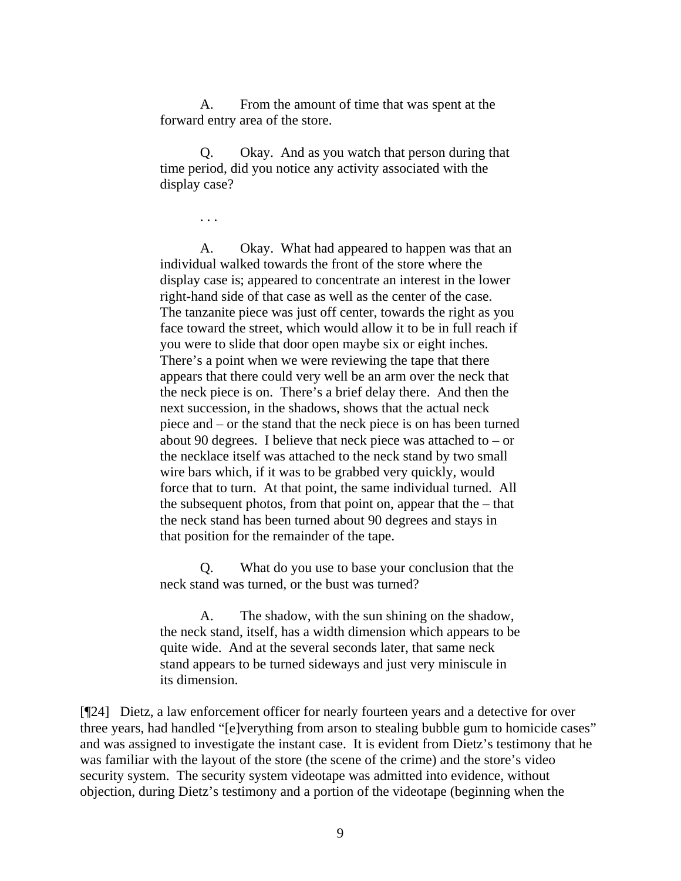A. From the amount of time that was spent at the forward entry area of the store.

Q. Okay. And as you watch that person during that time period, did you notice any activity associated with the display case?

. . .

A. Okay. What had appeared to happen was that an individual walked towards the front of the store where the display case is; appeared to concentrate an interest in the lower right-hand side of that case as well as the center of the case. The tanzanite piece was just off center, towards the right as you face toward the street, which would allow it to be in full reach if you were to slide that door open maybe six or eight inches. There's a point when we were reviewing the tape that there appears that there could very well be an arm over the neck that the neck piece is on. There's a brief delay there. And then the next succession, in the shadows, shows that the actual neck piece and – or the stand that the neck piece is on has been turned about 90 degrees. I believe that neck piece was attached to – or the necklace itself was attached to the neck stand by two small wire bars which, if it was to be grabbed very quickly, would force that to turn. At that point, the same individual turned. All the subsequent photos, from that point on, appear that the – that the neck stand has been turned about 90 degrees and stays in that position for the remainder of the tape.

Q. What do you use to base your conclusion that the neck stand was turned, or the bust was turned?

A. The shadow, with the sun shining on the shadow, the neck stand, itself, has a width dimension which appears to be quite wide. And at the several seconds later, that same neck stand appears to be turned sideways and just very miniscule in its dimension.

[¶24] Dietz, a law enforcement officer for nearly fourteen years and a detective for over three years, had handled "[e]verything from arson to stealing bubble gum to homicide cases" and was assigned to investigate the instant case. It is evident from Dietz's testimony that he was familiar with the layout of the store (the scene of the crime) and the store's video security system. The security system videotape was admitted into evidence, without objection, during Dietz's testimony and a portion of the videotape (beginning when the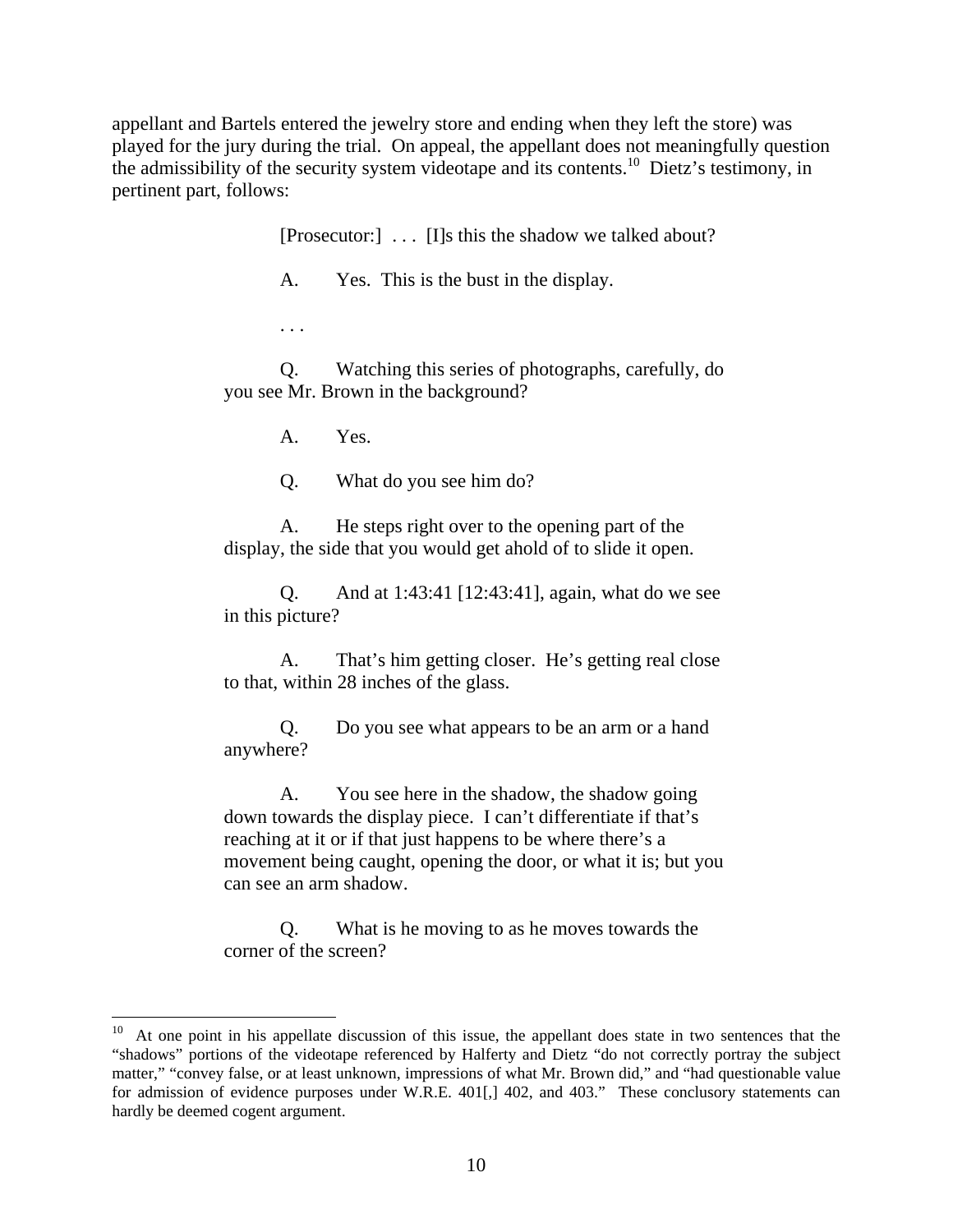appellant and Bartels entered the jewelry store and ending when they left the store) was played for the jury during the trial. On appeal, the appellant does not meaningfully question the admissibility of the security system videotape and its contents.[10] Dietz's testimony, in pertinent part, follows:

> [Prosecutor:] . . . [I]s this the shadow we talked about?
>
> A. Yes. This is the bust in the display.
>
> . . .
>
> Q. Watching this series of photographs, carefully, do you see Mr. Brown in the background?
>
> A. Yes.
>
> Q. What do you see him do?
>
> A. He steps right over to the opening part of the display, the side that you would get ahold of to slide it open.
>
> Q. And at 1:43:41 [12:43:41], again, what do we see in this picture?
>
> A. That's him getting closer. He's getting real close to that, within 28 inches of the glass.
>
> Q. Do you see what appears to be an arm or a hand anywhere?
>
> A. You see here in the shadow, the shadow going down towards the display piece. I can't differentiate if that's reaching at it or if that just happens to be where there's a movement being caught, opening the door, or what it is; but you can see an arm shadow.
>
> Q. What is he moving to as he moves towards the corner of the screen?

---

[10] At one point in his appellate discussion of this issue, the appellant does state in two sentences that the "shadows" portions of the videotape referenced by Halferty and Dietz "do not correctly portray the subject matter," "convey false, or at least unknown, impressions of what Mr. Brown did," and "had questionable value for admission of evidence purposes under W.R.E. 401[,] 402, and 403." These conclusory statements can hardly be deemed cogent argument.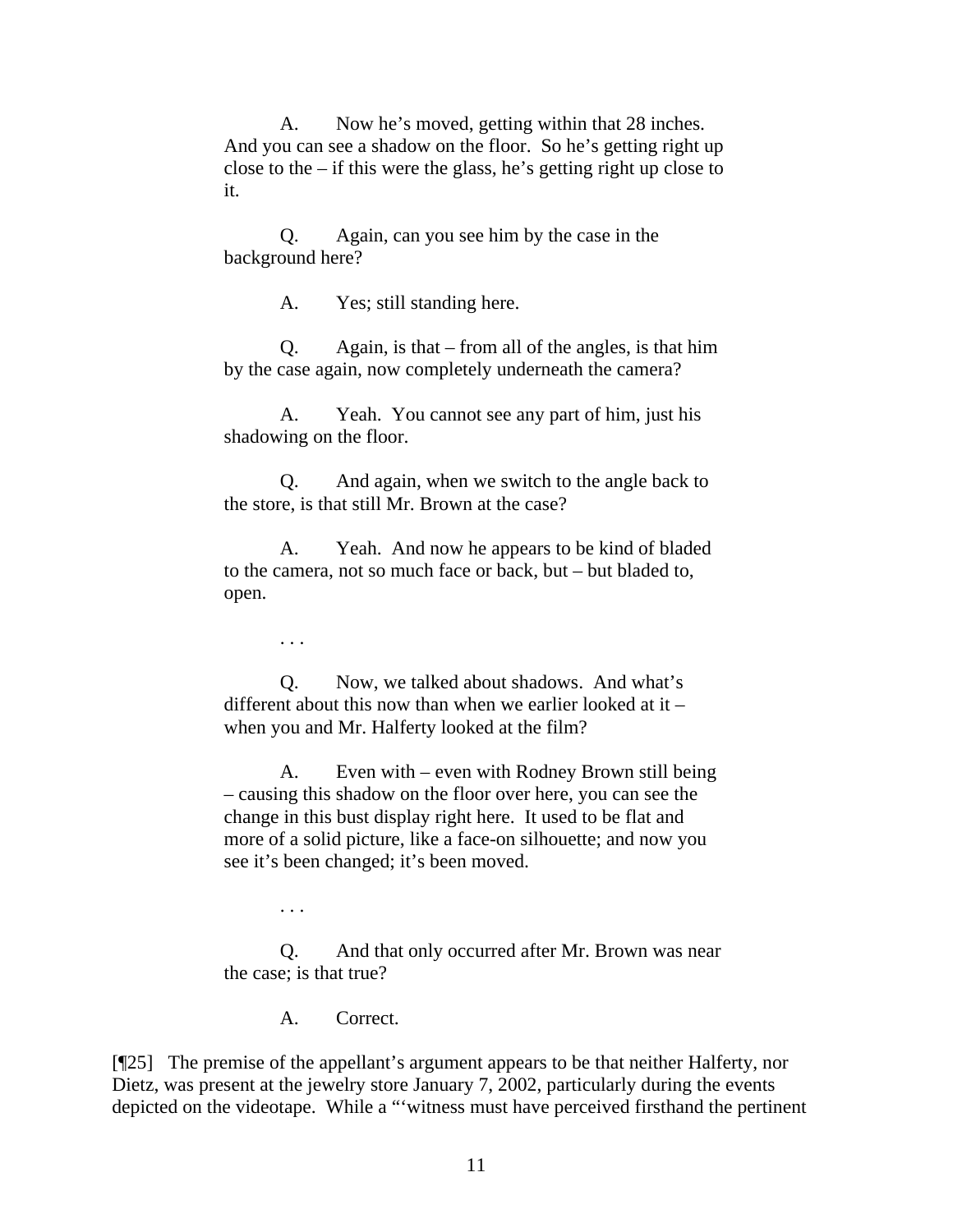A. Now he's moved, getting within that 28 inches. And you can see a shadow on the floor. So he's getting right up close to the – if this were the glass, he's getting right up close to it.

Q. Again, can you see him by the case in the background here?

A. Yes; still standing here.

Q. Again, is that – from all of the angles, is that him by the case again, now completely underneath the camera?

A. Yeah. You cannot see any part of him, just his shadowing on the floor.

Q. And again, when we switch to the angle back to the store, is that still Mr. Brown at the case?

A. Yeah. And now he appears to be kind of bladed to the camera, not so much face or back, but – but bladed to, open.

. . .

Q. Now, we talked about shadows. And what's different about this now than when we earlier looked at it – when you and Mr. Halferty looked at the film?

A. Even with – even with Rodney Brown still being – causing this shadow on the floor over here, you can see the change in this bust display right here. It used to be flat and more of a solid picture, like a face-on silhouette; and now you see it's been changed; it's been moved.

. . .

Q. And that only occurred after Mr. Brown was near the case; is that true?

A. Correct.

[¶25] The premise of the appellant's argument appears to be that neither Halferty, nor Dietz, was present at the jewelry store January 7, 2002, particularly during the events depicted on the videotape. While a "'witness must have perceived firsthand the pertinent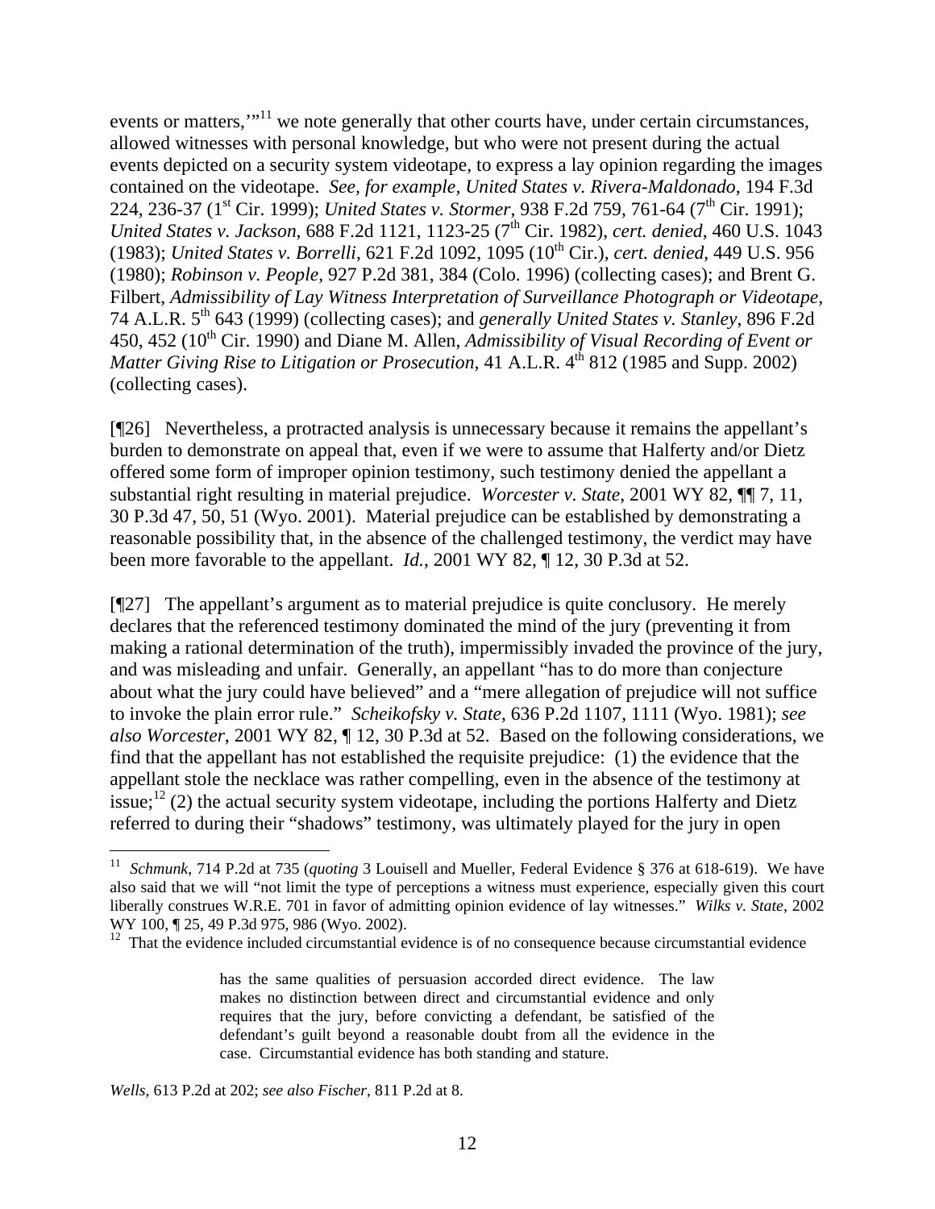events or matters,'"[11] we note generally that other courts have, under certain circumstances, allowed witnesses with personal knowledge, but who were not present during the actual events depicted on a security system videotape, to express a lay opinion regarding the images contained on the videotape. *See, for example*, *United States v. Rivera-Maldonado*, 194 F.3d 224, 236-37 (1st Cir. 1999); *United States v. Stormer*, 938 F.2d 759, 761-64 (7th Cir. 1991); *United States v. Jackson*, 688 F.2d 1121, 1123-25 (7th Cir. 1982), *cert. denied*, 460 U.S. 1043 (1983); *United States v. Borrelli*, 621 F.2d 1092, 1095 (10th Cir.), *cert. denied*, 449 U.S. 956 (1980); *Robinson v. People*, 927 P.2d 381, 384 (Colo. 1996) (collecting cases); and Brent G. Filbert, *Admissibility of Lay Witness Interpretation of Surveillance Photograph or Videotape*, 74 A.L.R. 5th 643 (1999) (collecting cases); and *generally United States v. Stanley*, 896 F.2d 450, 452 (10th Cir. 1990) and Diane M. Allen, *Admissibility of Visual Recording of Event or Matter Giving Rise to Litigation or Prosecution*, 41 A.L.R. 4th 812 (1985 and Supp. 2002) (collecting cases).

[¶26] Nevertheless, a protracted analysis is unnecessary because it remains the appellant's burden to demonstrate on appeal that, even if we were to assume that Halferty and/or Dietz offered some form of improper opinion testimony, such testimony denied the appellant a substantial right resulting in material prejudice. *Worcester v. State*, 2001 WY 82, ¶¶ 7, 11, 30 P.3d 47, 50, 51 (Wyo. 2001). Material prejudice can be established by demonstrating a reasonable possibility that, in the absence of the challenged testimony, the verdict may have been more favorable to the appellant. *Id.*, 2001 WY 82, ¶ 12, 30 P.3d at 52.

[¶27] The appellant's argument as to material prejudice is quite conclusory. He merely declares that the referenced testimony dominated the mind of the jury (preventing it from making a rational determination of the truth), impermissibly invaded the province of the jury, and was misleading and unfair. Generally, an appellant "has to do more than conjecture about what the jury could have believed" and a "mere allegation of prejudice will not suffice to invoke the plain error rule." *Scheikofsky v. State*, 636 P.2d 1107, 1111 (Wyo. 1981); *see also Worcester*, 2001 WY 82, ¶ 12, 30 P.3d at 52. Based on the following considerations, we find that the appellant has not established the requisite prejudice: (1) the evidence that the appellant stole the necklace was rather compelling, even in the absence of the testimony at issue;[12] (2) the actual security system videotape, including the portions Halferty and Dietz referred to during their "shadows" testimony, was ultimately played for the jury in open

---

[11] *Schmunk*, 714 P.2d at 735 (*quoting* 3 Louisell and Mueller, Federal Evidence § 376 at 618-619). We have also said that we will "not limit the type of perceptions a witness must experience, especially given this court liberally construes W.R.E. 701 in favor of admitting opinion evidence of lay witnesses." *Wilks v. State*, 2002 WY 100, ¶ 25, 49 P.3d 975, 986 (Wyo. 2002).

[12] That the evidence included circumstantial evidence is of no consequence because circumstantial evidence

> has the same qualities of persuasion accorded direct evidence. The law makes no distinction between direct and circumstantial evidence and only requires that the jury, before convicting a defendant, be satisfied of the defendant's guilt beyond a reasonable doubt from all the evidence in the case. Circumstantial evidence has both standing and stature.

*Wells*, 613 P.2d at 202; *see also Fischer*, 811 P.2d at 8.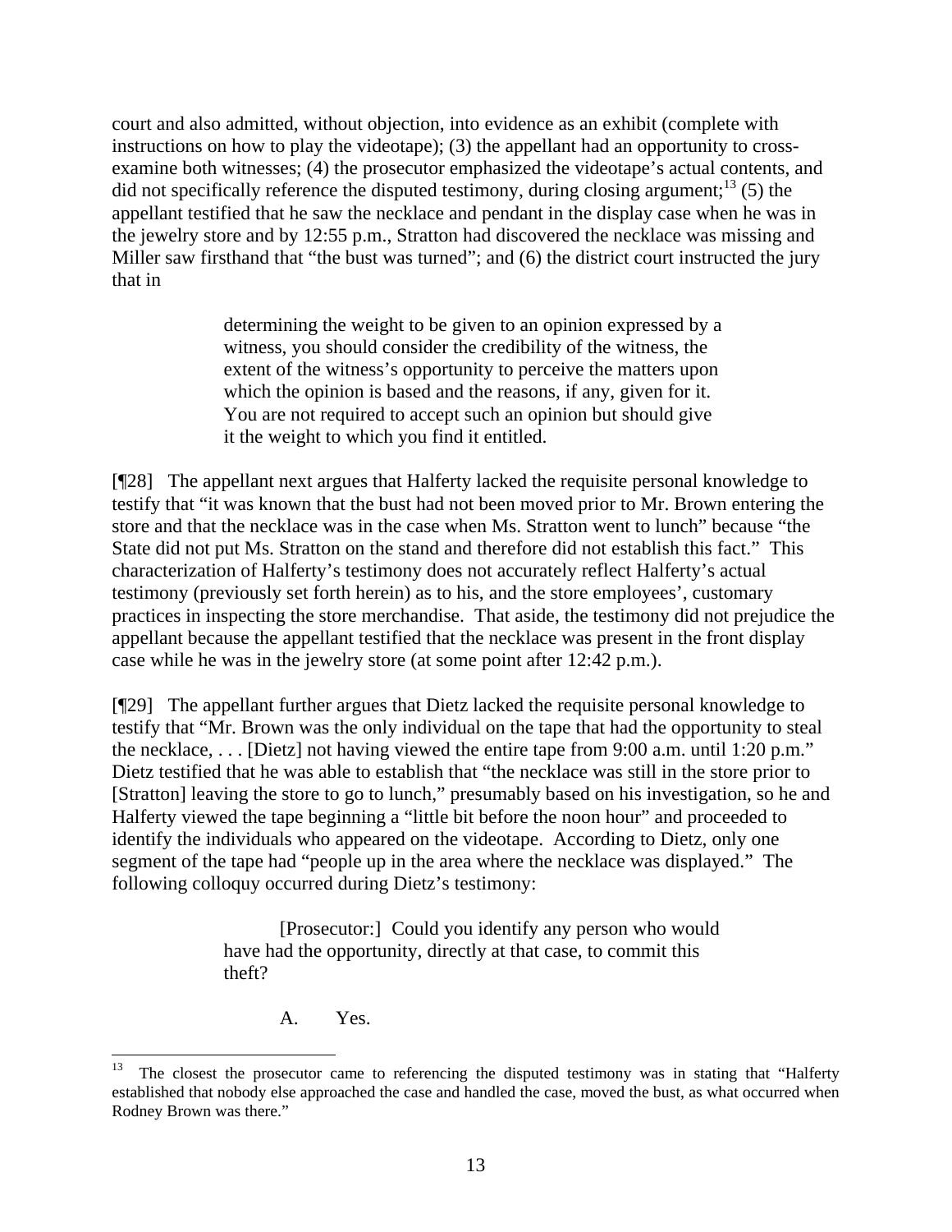court and also admitted, without objection, into evidence as an exhibit (complete with instructions on how to play the videotape); (3) the appellant had an opportunity to cross-examine both witnesses; (4) the prosecutor emphasized the videotape's actual contents, and did not specifically reference the disputed testimony, during closing argument;[13] (5) the appellant testified that he saw the necklace and pendant in the display case when he was in the jewelry store and by 12:55 p.m., Stratton had discovered the necklace was missing and Miller saw firsthand that "the bust was turned"; and (6) the district court instructed the jury that in

> determining the weight to be given to an opinion expressed by a witness, you should consider the credibility of the witness, the extent of the witness's opportunity to perceive the matters upon which the opinion is based and the reasons, if any, given for it. You are not required to accept such an opinion but should give it the weight to which you find it entitled.

[¶28] The appellant next argues that Halferty lacked the requisite personal knowledge to testify that "it was known that the bust had not been moved prior to Mr. Brown entering the store and that the necklace was in the case when Ms. Stratton went to lunch" because "the State did not put Ms. Stratton on the stand and therefore did not establish this fact." This characterization of Halferty's testimony does not accurately reflect Halferty's actual testimony (previously set forth herein) as to his, and the store employees', customary practices in inspecting the store merchandise. That aside, the testimony did not prejudice the appellant because the appellant testified that the necklace was present in the front display case while he was in the jewelry store (at some point after 12:42 p.m.).

[¶29] The appellant further argues that Dietz lacked the requisite personal knowledge to testify that "Mr. Brown was the only individual on the tape that had the opportunity to steal the necklace, . . . [Dietz] not having viewed the entire tape from 9:00 a.m. until 1:20 p.m." Dietz testified that he was able to establish that "the necklace was still in the store prior to [Stratton] leaving the store to go to lunch," presumably based on his investigation, so he and Halferty viewed the tape beginning a "little bit before the noon hour" and proceeded to identify the individuals who appeared on the videotape. According to Dietz, only one segment of the tape had "people up in the area where the necklace was displayed." The following colloquy occurred during Dietz's testimony:

> [Prosecutor:] Could you identify any person who would have had the opportunity, directly at that case, to commit this theft?
>
> A. Yes.

---

[13] The closest the prosecutor came to referencing the disputed testimony was in stating that "Halferty established that nobody else approached the case and handled the case, moved the bust, as what occurred when Rodney Brown was there."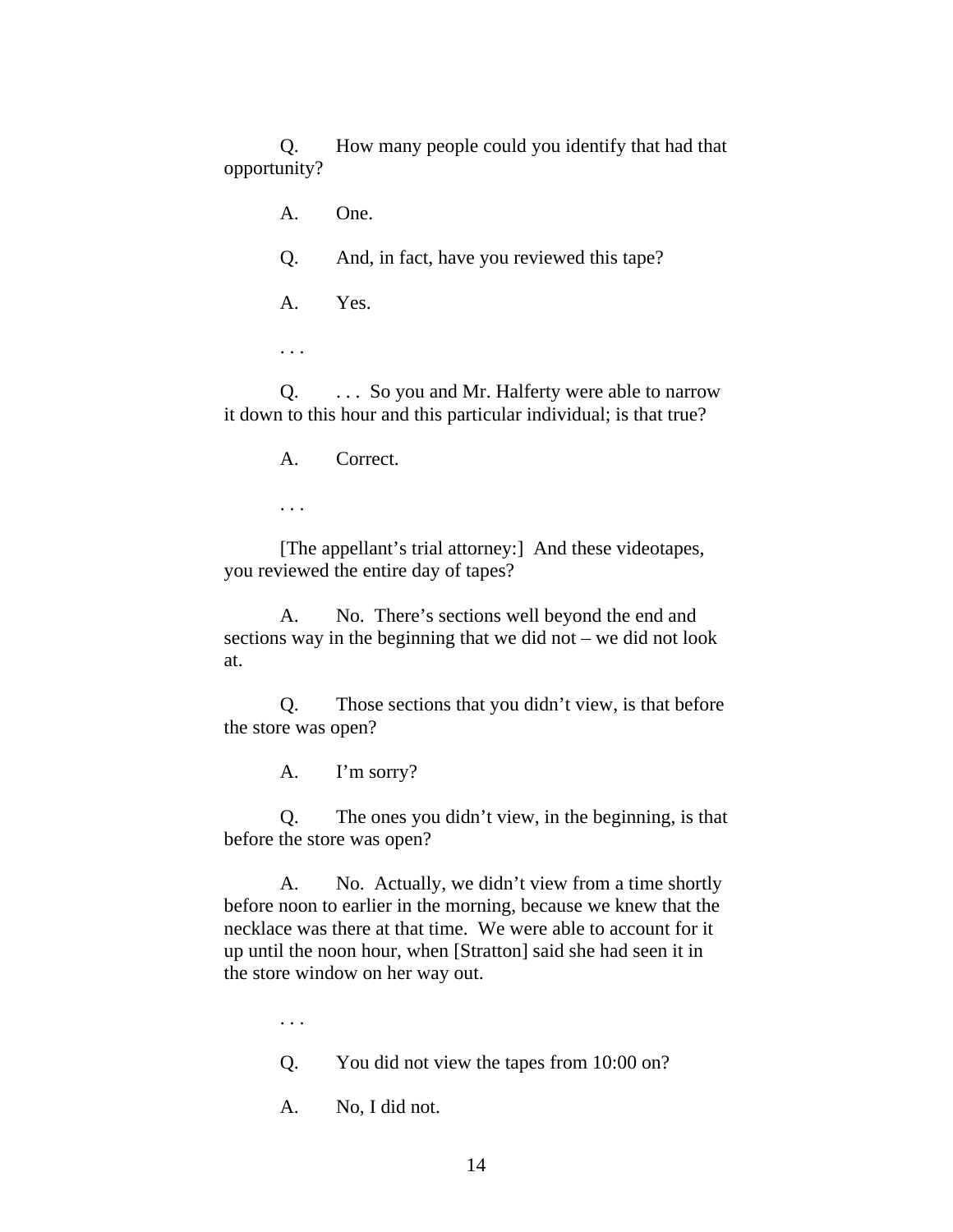Q. How many people could you identify that had that opportunity?

A. One.

Q. And, in fact, have you reviewed this tape?

A. Yes.

. . .

Q. . . . So you and Mr. Halferty were able to narrow it down to this hour and this particular individual; is that true?

A. Correct.

. . .

[The appellant's trial attorney:] And these videotapes, you reviewed the entire day of tapes?

A. No. There's sections well beyond the end and sections way in the beginning that we did not – we did not look at.

Q. Those sections that you didn't view, is that before the store was open?

A. I'm sorry?

Q. The ones you didn't view, in the beginning, is that before the store was open?

A. No. Actually, we didn't view from a time shortly before noon to earlier in the morning, because we knew that the necklace was there at that time. We were able to account for it up until the noon hour, when [Stratton] said she had seen it in the store window on her way out.

. . .

Q. You did not view the tapes from 10:00 on?

A. No, I did not.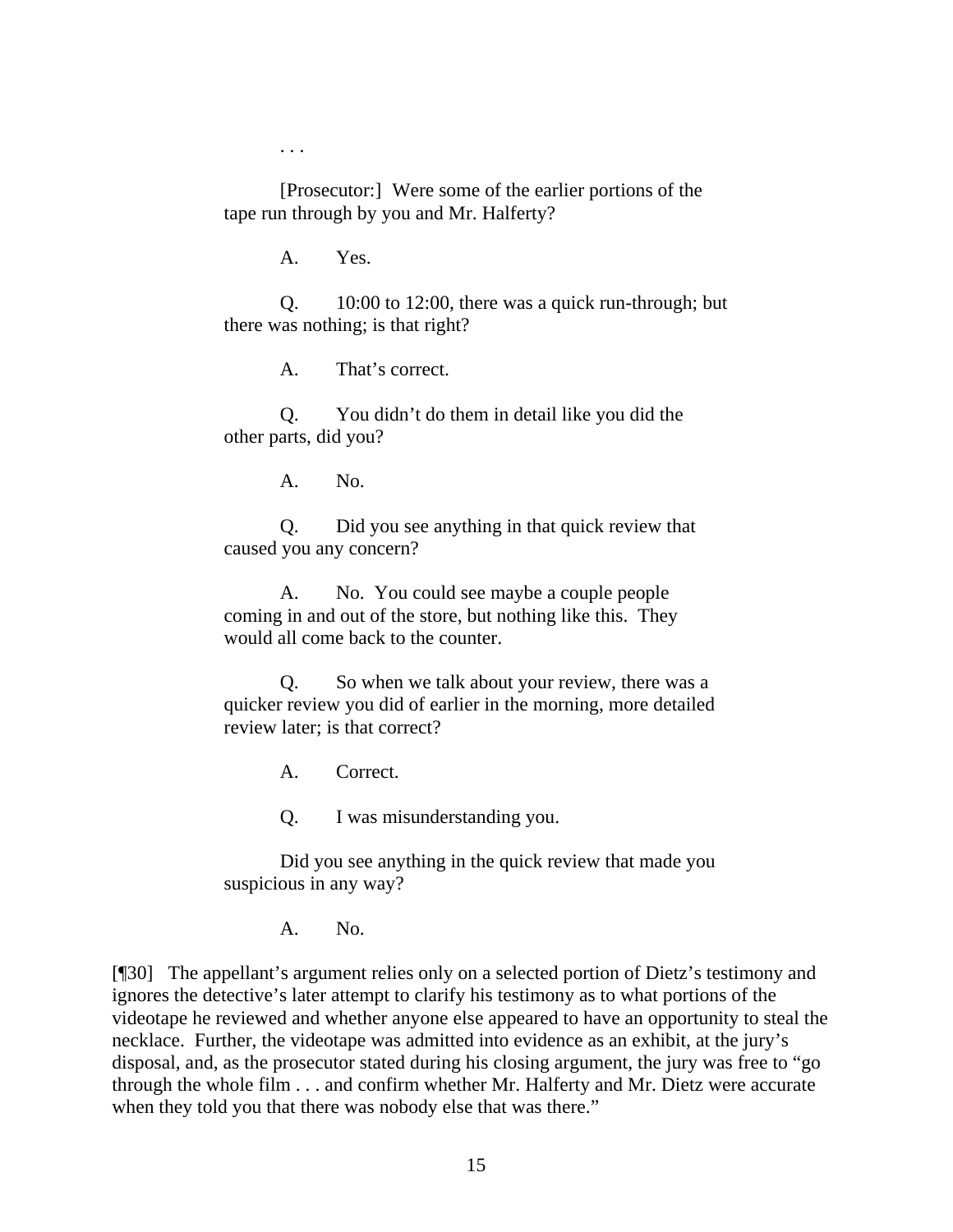. . .

[Prosecutor:] Were some of the earlier portions of the tape run through by you and Mr. Halferty?

A. Yes.

Q. 10:00 to 12:00, there was a quick run-through; but there was nothing; is that right?

A. That's correct.

Q. You didn't do them in detail like you did the other parts, did you?

A. No.

Q. Did you see anything in that quick review that caused you any concern?

A. No. You could see maybe a couple people coming in and out of the store, but nothing like this. They would all come back to the counter.

Q. So when we talk about your review, there was a quicker review you did of earlier in the morning, more detailed review later; is that correct?

A. Correct.

Q. I was misunderstanding you.

Did you see anything in the quick review that made you suspicious in any way?

A. No.

[¶30] The appellant's argument relies only on a selected portion of Dietz's testimony and ignores the detective's later attempt to clarify his testimony as to what portions of the videotape he reviewed and whether anyone else appeared to have an opportunity to steal the necklace. Further, the videotape was admitted into evidence as an exhibit, at the jury's disposal, and, as the prosecutor stated during his closing argument, the jury was free to "go through the whole film . . . and confirm whether Mr. Halferty and Mr. Dietz were accurate when they told you that there was nobody else that was there."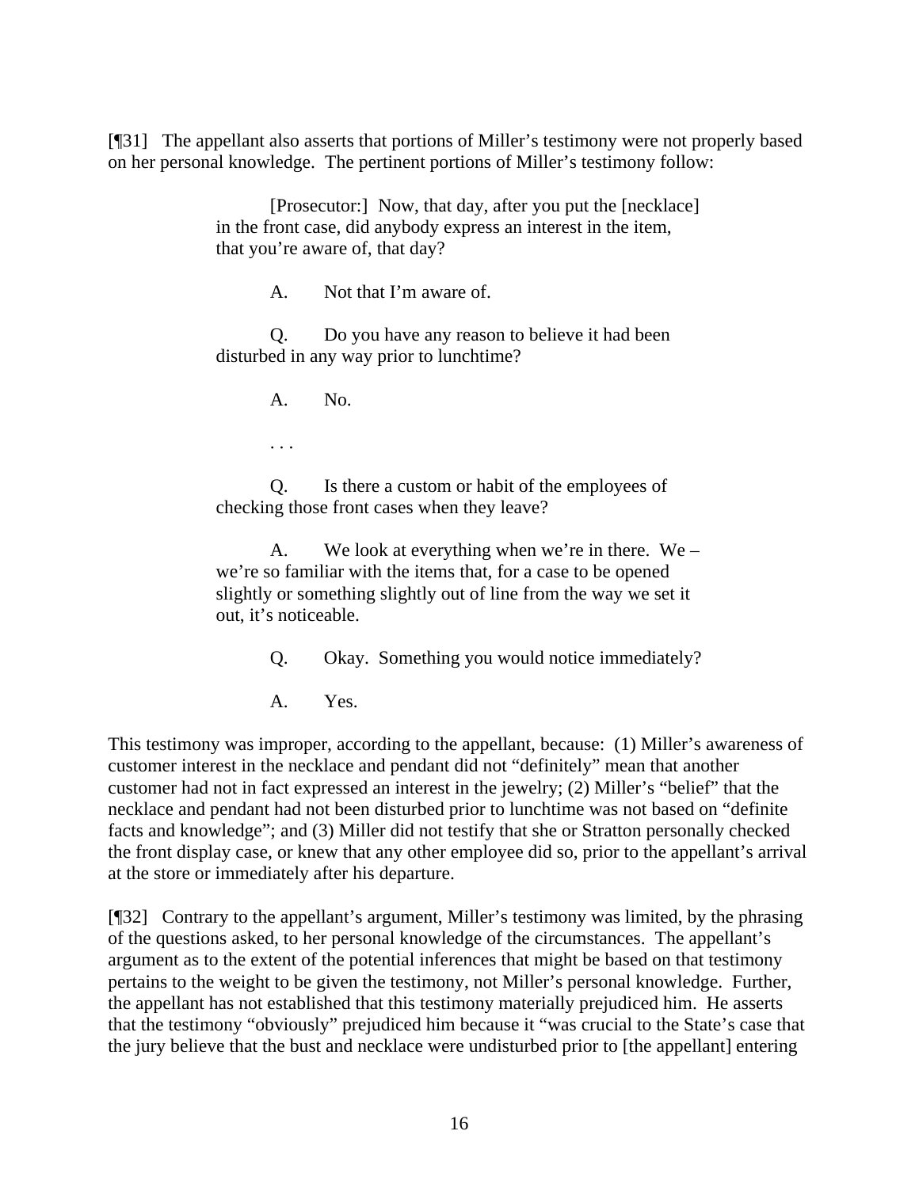[¶31] The appellant also asserts that portions of Miller's testimony were not properly based on her personal knowledge. The pertinent portions of Miller's testimony follow:

> [Prosecutor:] Now, that day, after you put the [necklace] in the front case, did anybody express an interest in the item, that you're aware of, that day?
>
> A. Not that I'm aware of.
>
> Q. Do you have any reason to believe it had been disturbed in any way prior to lunchtime?
>
> A. No.
>
> . . .
>
> Q. Is there a custom or habit of the employees of checking those front cases when they leave?
>
> A. We look at everything when we're in there. We – we're so familiar with the items that, for a case to be opened slightly or something slightly out of line from the way we set it out, it's noticeable.
>
> Q. Okay. Something you would notice immediately?
>
> A. Yes.

This testimony was improper, according to the appellant, because: (1) Miller's awareness of customer interest in the necklace and pendant did not "definitely" mean that another customer had not in fact expressed an interest in the jewelry; (2) Miller's "belief" that the necklace and pendant had not been disturbed prior to lunchtime was not based on "definite facts and knowledge"; and (3) Miller did not testify that she or Stratton personally checked the front display case, or knew that any other employee did so, prior to the appellant's arrival at the store or immediately after his departure.

[¶32] Contrary to the appellant's argument, Miller's testimony was limited, by the phrasing of the questions asked, to her personal knowledge of the circumstances. The appellant's argument as to the extent of the potential inferences that might be based on that testimony pertains to the weight to be given the testimony, not Miller's personal knowledge. Further, the appellant has not established that this testimony materially prejudiced him. He asserts that the testimony "obviously" prejudiced him because it "was crucial to the State's case that the jury believe that the bust and necklace were undisturbed prior to [the appellant] entering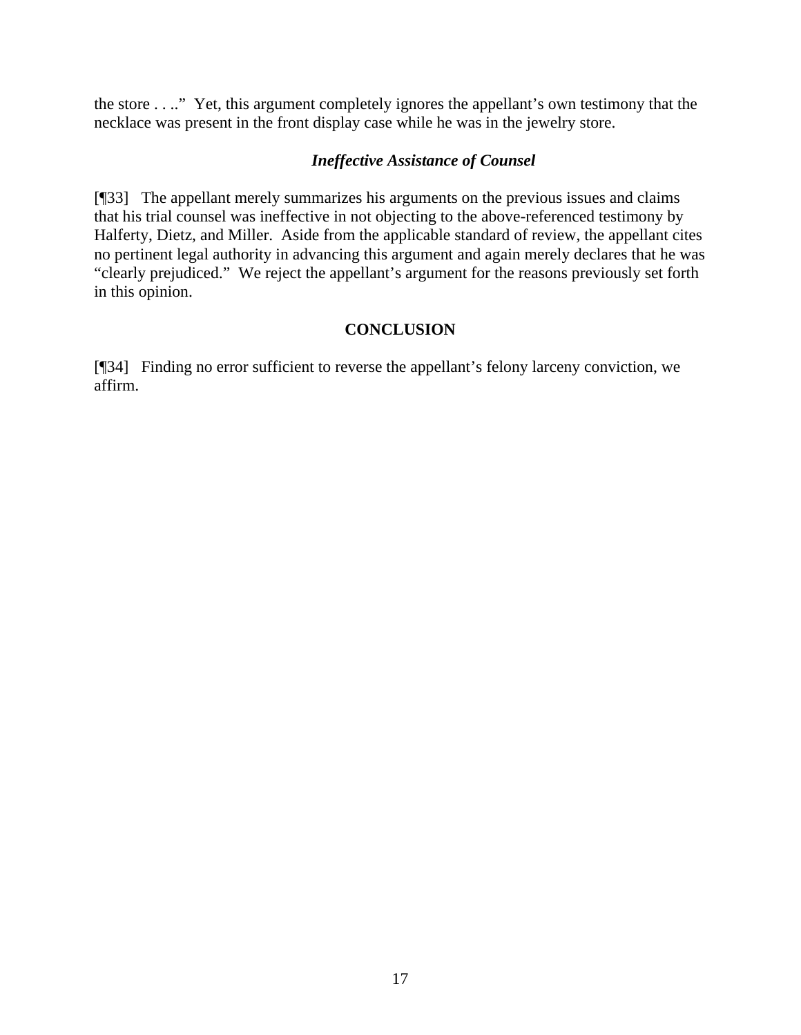the store . . .." Yet, this argument completely ignores the appellant's own testimony that the necklace was present in the front display case while he was in the jewelry store.

### *Ineffective Assistance of Counsel*

[¶33] The appellant merely summarizes his arguments on the previous issues and claims that his trial counsel was ineffective in not objecting to the above-referenced testimony by Halferty, Dietz, and Miller. Aside from the applicable standard of review, the appellant cites no pertinent legal authority in advancing this argument and again merely declares that he was "clearly prejudiced." We reject the appellant's argument for the reasons previously set forth in this opinion.

## CONCLUSION

[¶34] Finding no error sufficient to reverse the appellant's felony larceny conviction, we affirm.